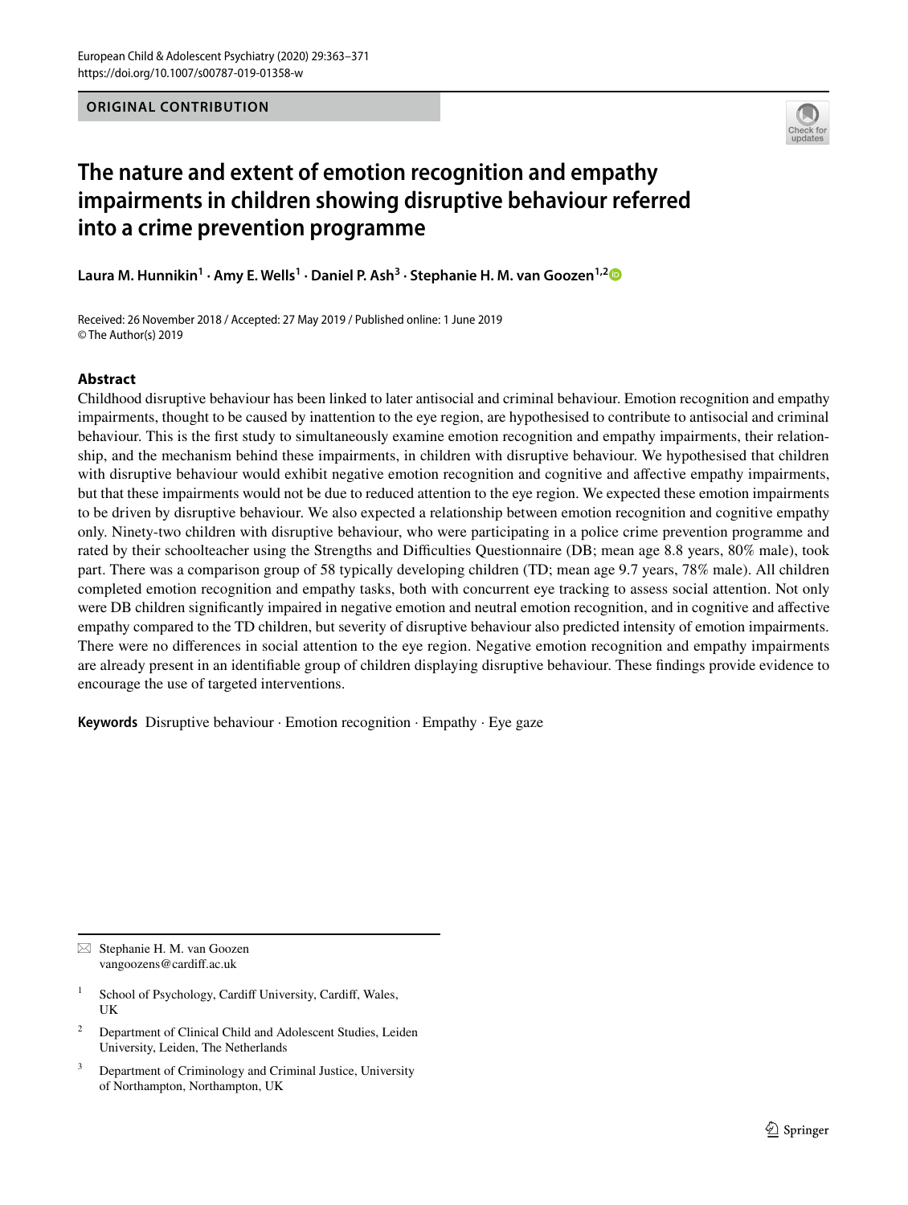ORIGINAL CONTRIBUTION

# The nature and extent of emotion recognition and empathy impairments in children showing disruptive behaviour referred into a crime prevention programme

**Laura M. Hunnikin[1] · Amy E. Wells[1] · Daniel P. Ash[3] · Stephanie H. M. van Goozen[1,2]**

Received: 26 November 2018 / Accepted: 27 May 2019 / Published online: 1 June 2019
© The Author(s) 2019

## Abstract

Childhood disruptive behaviour has been linked to later antisocial and criminal behaviour. Emotion recognition and empathy impairments, thought to be caused by inattention to the eye region, are hypothesised to contribute to antisocial and criminal behaviour. This is the first study to simultaneously examine emotion recognition and empathy impairments, their relationship, and the mechanism behind these impairments, in children with disruptive behaviour. We hypothesised that children with disruptive behaviour would exhibit negative emotion recognition and cognitive and affective empathy impairments, but that these impairments would not be due to reduced attention to the eye region. We expected these emotion impairments to be driven by disruptive behaviour. We also expected a relationship between emotion recognition and cognitive empathy only. Ninety-two children with disruptive behaviour, who were participating in a police crime prevention programme and rated by their schoolteacher using the Strengths and Difficulties Questionnaire (DB; mean age 8.8 years, 80% male), took part. There was a comparison group of 58 typically developing children (TD; mean age 9.7 years, 78% male). All children completed emotion recognition and empathy tasks, both with concurrent eye tracking to assess social attention. Not only were DB children significantly impaired in negative emotion and neutral emotion recognition, and in cognitive and affective empathy compared to the TD children, but severity of disruptive behaviour also predicted intensity of emotion impairments. There were no differences in social attention to the eye region. Negative emotion recognition and empathy impairments are already present in an identifiable group of children displaying disruptive behaviour. These findings provide evidence to encourage the use of targeted interventions.

**Keywords** Disruptive behaviour · Emotion recognition · Empathy · Eye gaze

---

✉ Stephanie H. M. van Goozen
vangoozens@cardiff.ac.uk

[1] School of Psychology, Cardiff University, Cardiff, Wales, UK

[2] Department of Clinical Child and Adolescent Studies, Leiden University, Leiden, The Netherlands

[3] Department of Criminology and Criminal Justice, University of Northampton, Northampton, UK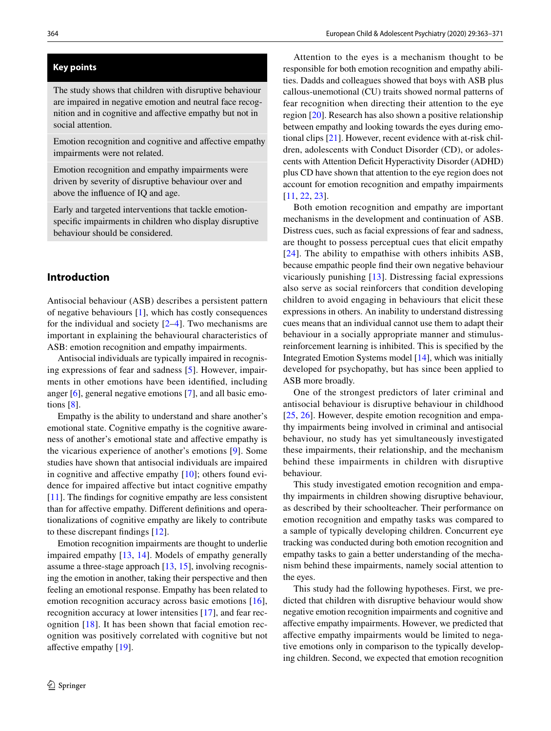## Key points

The study shows that children with disruptive behaviour are impaired in negative emotion and neutral face recognition and in cognitive and affective empathy but not in social attention.

Emotion recognition and cognitive and affective empathy impairments were not related.

Emotion recognition and empathy impairments were driven by severity of disruptive behaviour over and above the influence of IQ and age.

Early and targeted interventions that tackle emotion-specific impairments in children who display disruptive behaviour should be considered.

## Introduction

Antisocial behaviour (ASB) describes a persistent pattern of negative behaviours [1], which has costly consequences for the individual and society [2–4]. Two mechanisms are important in explaining the behavioural characteristics of ASB: emotion recognition and empathy impairments.

Antisocial individuals are typically impaired in recognising expressions of fear and sadness [5]. However, impairments in other emotions have been identified, including anger [6], general negative emotions [7], and all basic emotions [8].

Empathy is the ability to understand and share another's emotional state. Cognitive empathy is the cognitive awareness of another's emotional state and affective empathy is the vicarious experience of another's emotions [9]. Some studies have shown that antisocial individuals are impaired in cognitive and affective empathy [10]; others found evidence for impaired affective but intact cognitive empathy [11]. The findings for cognitive empathy are less consistent than for affective empathy. Different definitions and operationalizations of cognitive empathy are likely to contribute to these discrepant findings [12].

Emotion recognition impairments are thought to underlie impaired empathy [13, 14]. Models of empathy generally assume a three-stage approach [13, 15], involving recognising the emotion in another, taking their perspective and then feeling an emotional response. Empathy has been related to emotion recognition accuracy across basic emotions [16], recognition accuracy at lower intensities [17], and fear recognition [18]. It has been shown that facial emotion recognition was positively correlated with cognitive but not affective empathy [19].

Attention to the eyes is a mechanism thought to be responsible for both emotion recognition and empathy abilities. Dadds and colleagues showed that boys with ASB plus callous-unemotional (CU) traits showed normal patterns of fear recognition when directing their attention to the eye region [20]. Research has also shown a positive relationship between empathy and looking towards the eyes during emotional clips [21]. However, recent evidence with at-risk children, adolescents with Conduct Disorder (CD), or adolescents with Attention Deficit Hyperactivity Disorder (ADHD) plus CD have shown that attention to the eye region does not account for emotion recognition and empathy impairments [11, 22, 23].

Both emotion recognition and empathy are important mechanisms in the development and continuation of ASB. Distress cues, such as facial expressions of fear and sadness, are thought to possess perceptual cues that elicit empathy [24]. The ability to empathise with others inhibits ASB, because empathic people find their own negative behaviour vicariously punishing [13]. Distressing facial expressions also serve as social reinforcers that condition developing children to avoid engaging in behaviours that elicit these expressions in others. An inability to understand distressing cues means that an individual cannot use them to adapt their behaviour in a socially appropriate manner and stimulus-reinforcement learning is inhibited. This is specified by the Integrated Emotion Systems model [14], which was initially developed for psychopathy, but has since been applied to ASB more broadly.

One of the strongest predictors of later criminal and antisocial behaviour is disruptive behaviour in childhood [25, 26]. However, despite emotion recognition and empathy impairments being involved in criminal and antisocial behaviour, no study has yet simultaneously investigated these impairments, their relationship, and the mechanism behind these impairments in children with disruptive behaviour.

This study investigated emotion recognition and empathy impairments in children showing disruptive behaviour, as described by their schoolteacher. Their performance on emotion recognition and empathy tasks was compared to a sample of typically developing children. Concurrent eye tracking was conducted during both emotion recognition and empathy tasks to gain a better understanding of the mechanism behind these impairments, namely social attention to the eyes.

This study had the following hypotheses. First, we predicted that children with disruptive behaviour would show negative emotion recognition impairments and cognitive and affective empathy impairments. However, we predicted that affective empathy impairments would be limited to negative emotions only in comparison to the typically developing children. Second, we expected that emotion recognition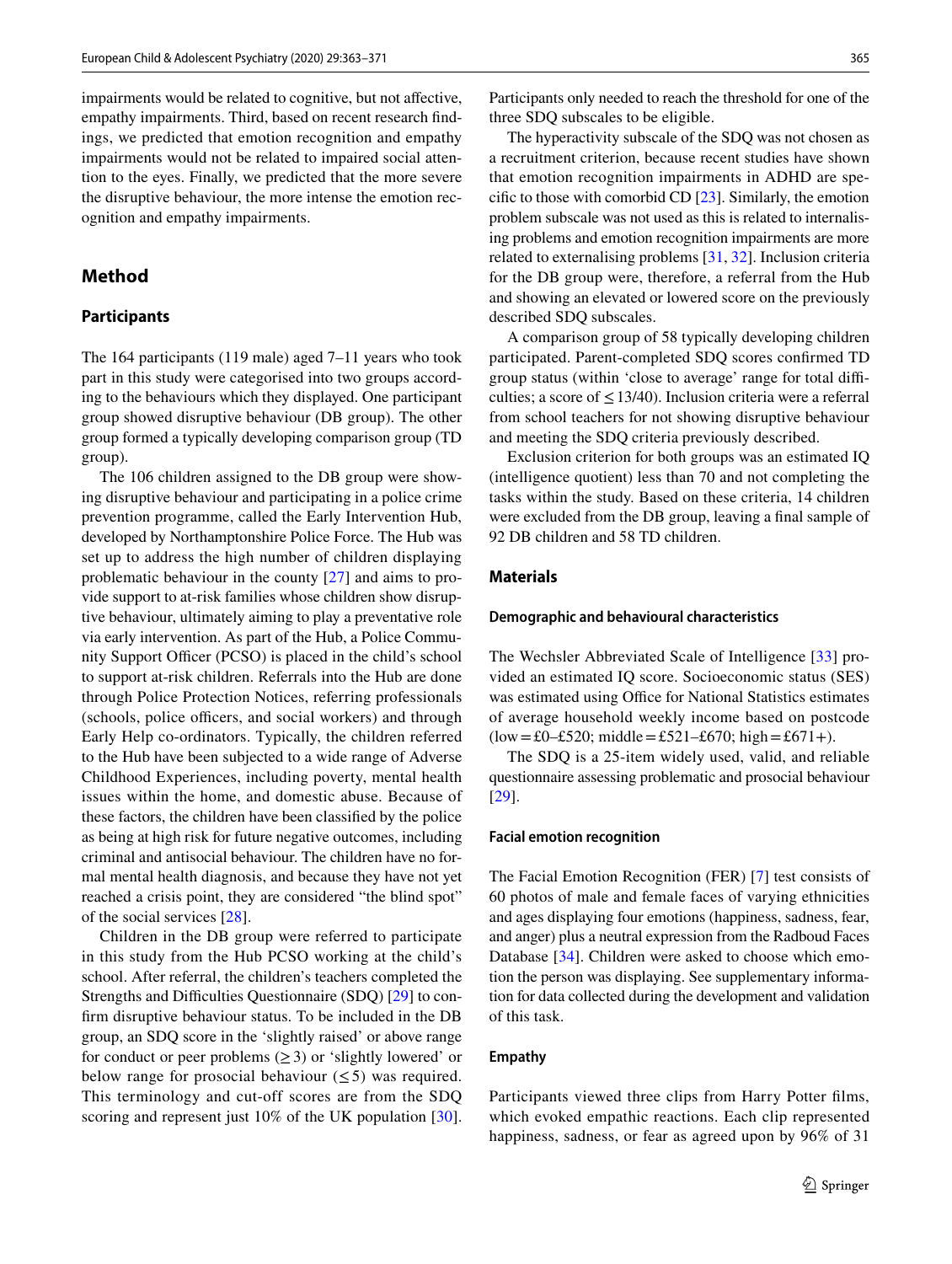impairments would be related to cognitive, but not affective, empathy impairments. Third, based on recent research findings, we predicted that emotion recognition and empathy impairments would not be related to impaired social attention to the eyes. Finally, we predicted that the more severe the disruptive behaviour, the more intense the emotion recognition and empathy impairments.

## Method

### Participants

The 164 participants (119 male) aged 7–11 years who took part in this study were categorised into two groups according to the behaviours which they displayed. One participant group showed disruptive behaviour (DB group). The other group formed a typically developing comparison group (TD group).

The 106 children assigned to the DB group were showing disruptive behaviour and participating in a police crime prevention programme, called the Early Intervention Hub, developed by Northamptonshire Police Force. The Hub was set up to address the high number of children displaying problematic behaviour in the county [27] and aims to provide support to at-risk families whose children show disruptive behaviour, ultimately aiming to play a preventative role via early intervention. As part of the Hub, a Police Community Support Officer (PCSO) is placed in the child's school to support at-risk children. Referrals into the Hub are done through Police Protection Notices, referring professionals (schools, police officers, and social workers) and through Early Help co-ordinators. Typically, the children referred to the Hub have been subjected to a wide range of Adverse Childhood Experiences, including poverty, mental health issues within the home, and domestic abuse. Because of these factors, the children have been classified by the police as being at high risk for future negative outcomes, including criminal and antisocial behaviour. The children have no formal mental health diagnosis, and because they have not yet reached a crisis point, they are considered "the blind spot" of the social services [28].

Children in the DB group were referred to participate in this study from the Hub PCSO working at the child's school. After referral, the children's teachers completed the Strengths and Difficulties Questionnaire (SDQ) [29] to confirm disruptive behaviour status. To be included in the DB group, an SDQ score in the 'slightly raised' or above range for conduct or peer problems ($\geq 3$) or 'slightly lowered' or below range for prosocial behaviour ($\leq 5$) was required. This terminology and cut-off scores are from the SDQ scoring and represent just 10% of the UK population [30]. Participants only needed to reach the threshold for one of the three SDQ subscales to be eligible.

The hyperactivity subscale of the SDQ was not chosen as a recruitment criterion, because recent studies have shown that emotion recognition impairments in ADHD are specific to those with comorbid CD [23]. Similarly, the emotion problem subscale was not used as this is related to internalising problems and emotion recognition impairments are more related to externalising problems [31, 32]. Inclusion criteria for the DB group were, therefore, a referral from the Hub and showing an elevated or lowered score on the previously described SDQ subscales.

A comparison group of 58 typically developing children participated. Parent-completed SDQ scores confirmed TD group status (within 'close to average' range for total difficulties; a score of $\leq 13/40$). Inclusion criteria were a referral from school teachers for not showing disruptive behaviour and meeting the SDQ criteria previously described.

Exclusion criterion for both groups was an estimated IQ (intelligence quotient) less than 70 and not completing the tasks within the study. Based on these criteria, 14 children were excluded from the DB group, leaving a final sample of 92 DB children and 58 TD children.

### Materials

#### Demographic and behavioural characteristics

The Wechsler Abbreviated Scale of Intelligence [33] provided an estimated IQ score. Socioeconomic status (SES) was estimated using Office for National Statistics estimates of average household weekly income based on postcode (low = £0–£520; middle = £521–£670; high = £671+).

The SDQ is a 25-item widely used, valid, and reliable questionnaire assessing problematic and prosocial behaviour [29].

#### Facial emotion recognition

The Facial Emotion Recognition (FER) [7] test consists of 60 photos of male and female faces of varying ethnicities and ages displaying four emotions (happiness, sadness, fear, and anger) plus a neutral expression from the Radboud Faces Database [34]. Children were asked to choose which emotion the person was displaying. See supplementary information for data collected during the development and validation of this task.

#### Empathy

Participants viewed three clips from Harry Potter films, which evoked empathic reactions. Each clip represented happiness, sadness, or fear as agreed upon by 96% of 31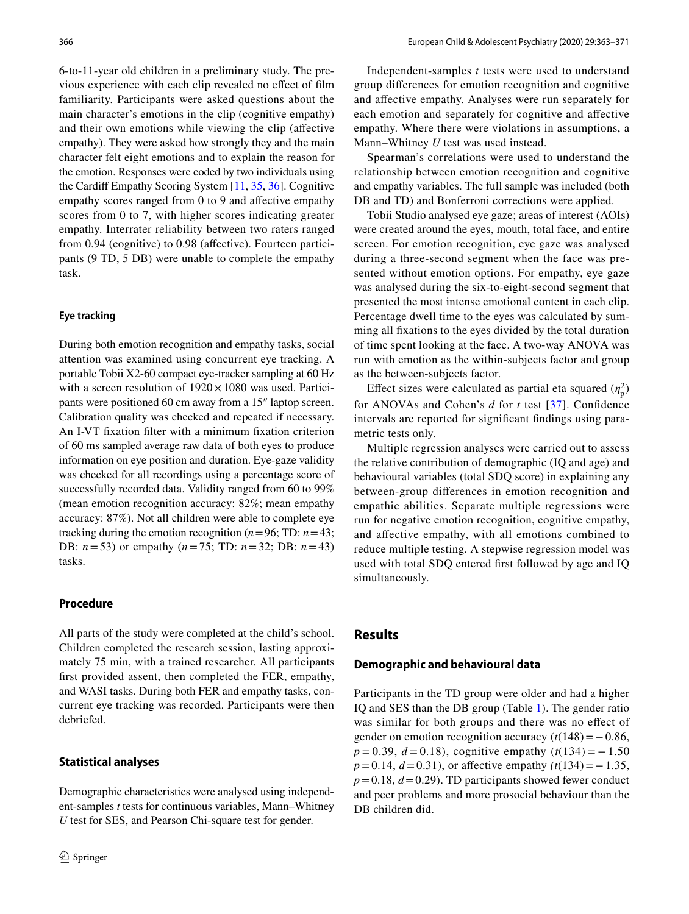6-to-11-year old children in a preliminary study. The previous experience with each clip revealed no effect of film familiarity. Participants were asked questions about the main character's emotions in the clip (cognitive empathy) and their own emotions while viewing the clip (affective empathy). They were asked how strongly they and the main character felt eight emotions and to explain the reason for the emotion. Responses were coded by two individuals using the Cardiff Empathy Scoring System [11, 35, 36]. Cognitive empathy scores ranged from 0 to 9 and affective empathy scores from 0 to 7, with higher scores indicating greater empathy. Interrater reliability between two raters ranged from 0.94 (cognitive) to 0.98 (affective). Fourteen participants (9 TD, 5 DB) were unable to complete the empathy task.

#### Eye tracking

During both emotion recognition and empathy tasks, social attention was examined using concurrent eye tracking. A portable Tobii X2-60 compact eye-tracker sampling at 60 Hz with a screen resolution of $1920 \times 1080$ was used. Participants were positioned 60 cm away from a 15″ laptop screen. Calibration quality was checked and repeated if necessary. An I-VT fixation filter with a minimum fixation criterion of 60 ms sampled average raw data of both eyes to produce information on eye position and duration. Eye-gaze validity was checked for all recordings using a percentage score of successfully recorded data. Validity ranged from 60 to 99% (mean emotion recognition accuracy: 82%; mean empathy accuracy: 87%). Not all children were able to complete eye tracking during the emotion recognition ($n = 96$; TD: $n = 43$; DB: $n = 53$) or empathy ($n = 75$; TD: $n = 32$; DB: $n = 43$) tasks.

### Procedure

All parts of the study were completed at the child's school. Children completed the research session, lasting approximately 75 min, with a trained researcher. All participants first provided assent, then completed the FER, empathy, and WASI tasks. During both FER and empathy tasks, concurrent eye tracking was recorded. Participants were then debriefed.

### Statistical analyses

Demographic characteristics were analysed using independent-samples *t* tests for continuous variables, Mann–Whitney *U* test for SES, and Pearson Chi-square test for gender.

Independent-samples *t* tests were used to understand group differences for emotion recognition and cognitive and affective empathy. Analyses were run separately for each emotion and separately for cognitive and affective empathy. Where there were violations in assumptions, a Mann–Whitney *U* test was used instead.

Spearman's correlations were used to understand the relationship between emotion recognition and cognitive and empathy variables. The full sample was included (both DB and TD) and Bonferroni corrections were applied.

Tobii Studio analysed eye gaze; areas of interest (AOIs) were created around the eyes, mouth, total face, and entire screen. For emotion recognition, eye gaze was analysed during a three-second segment when the face was presented without emotion options. For empathy, eye gaze was analysed during the six-to-eight-second segment that presented the most intense emotional content in each clip. Percentage dwell time to the eyes was calculated by summing all fixations to the eyes divided by the total duration of time spent looking at the face. A two-way ANOVA was run with emotion as the within-subjects factor and group as the between-subjects factor.

Effect sizes were calculated as partial eta squared ($\eta_p^2$) for ANOVAs and Cohen's *d* for *t* test [37]. Confidence intervals are reported for significant findings using parametric tests only.

Multiple regression analyses were carried out to assess the relative contribution of demographic (IQ and age) and behavioural variables (total SDQ score) in explaining any between-group differences in emotion recognition and empathic abilities. Separate multiple regressions were run for negative emotion recognition, cognitive empathy, and affective empathy, with all emotions combined to reduce multiple testing. A stepwise regression model was used with total SDQ entered first followed by age and IQ simultaneously.

## Results

### Demographic and behavioural data

Participants in the TD group were older and had a higher IQ and SES than the DB group (Table 1). The gender ratio was similar for both groups and there was no effect of gender on emotion recognition accuracy ($t(148) = -0.86$, $p = 0.39$, $d = 0.18$), cognitive empathy ($t(134) = -1.50$ $p = 0.14$, $d = 0.31$), or affective empathy ($t(134) = -1.35$, $p = 0.18$, $d = 0.29$). TD participants showed fewer conduct and peer problems and more prosocial behaviour than the DB children did.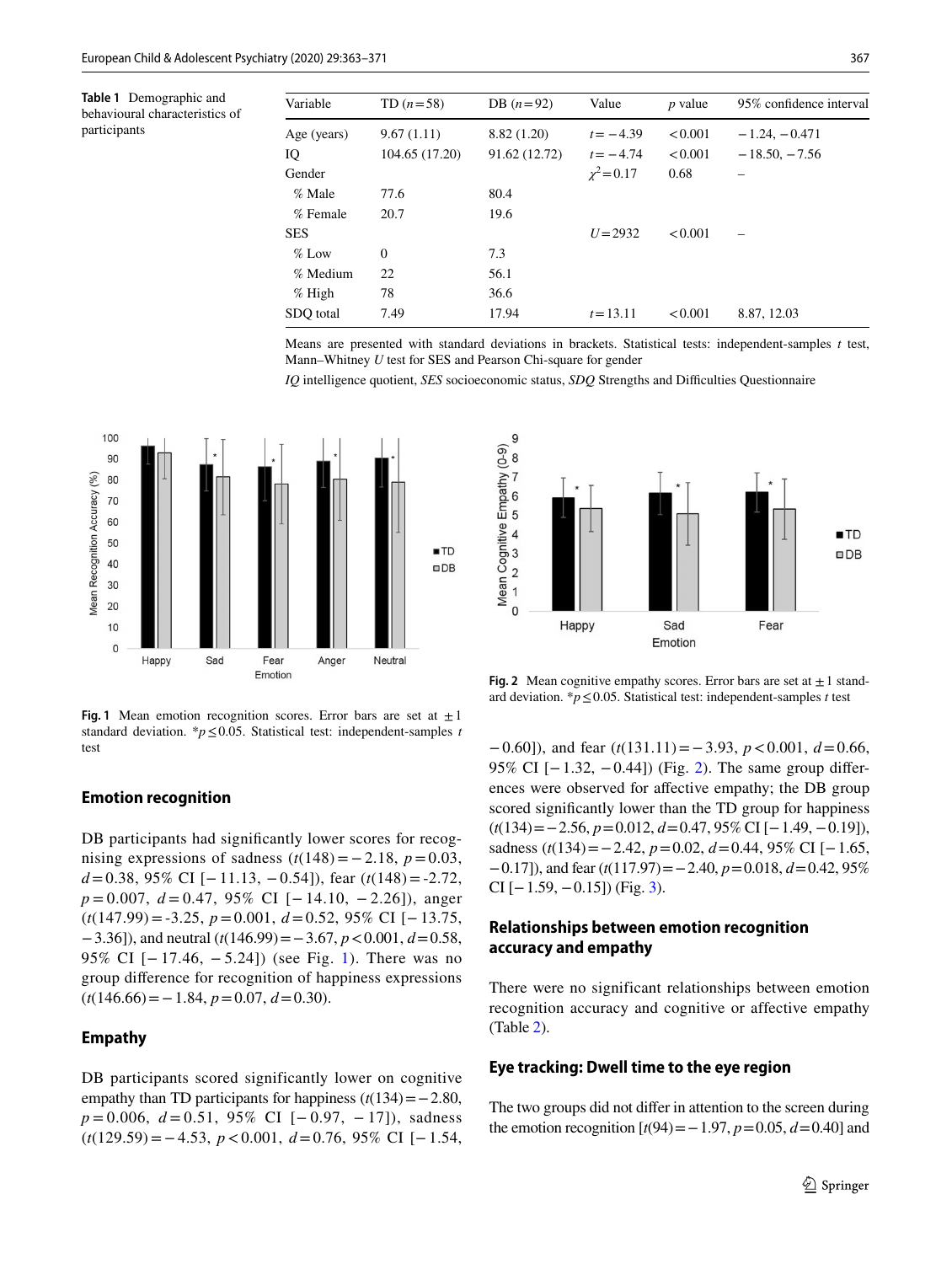**Table 1** Demographic and behavioural characteristics of participants

| Variable | TD ($n=58$) | DB ($n=92$) | Value | $p$ value | 95% confidence interval |
|---|---|---|---|---|---|
| Age (years) | 9.67 (1.11) | 8.82 (1.20) | $t=-4.39$ | <0.001 | −1.24, −0.471 |
| IQ | 104.65 (17.20) | 91.62 (12.72) | $t=-4.74$ | <0.001 | −18.50, −7.56 |
| Gender | | | $\chi^2=0.17$ | 0.68 | – |
| % Male | 77.6 | 80.4 | | | |
| % Female | 20.7 | 19.6 | | | |
| SES | | | $U=2932$ | <0.001 | – |
| % Low | 0 | 7.3 | | | |
| % Medium | 22 | 56.1 | | | |
| % High | 78 | 36.6 | | | |
| SDQ total | 7.49 | 17.94 | $t=13.11$ | <0.001 | 8.87, 12.03 |

Means are presented with standard deviations in brackets. Statistical tests: independent-samples $t$ test, Mann–Whitney $U$ test for SES and Pearson Chi-square for gender

*IQ* intelligence quotient, *SES* socioeconomic status, *SDQ* Strengths and Difficulties Questionnaire

**Fig. 1** Mean emotion recognition scores. Error bars are set at ±1 standard deviation. *$p \leq 0.05$. Statistical test: independent-samples $t$ test

**Fig. 2** Mean cognitive empathy scores. Error bars are set at ±1 standard deviation. *$p \leq 0.05$. Statistical test: independent-samples $t$ test

### Emotion recognition

DB participants had significantly lower scores for recognising expressions of sadness ($t(148)=-2.18$, $p=0.03$, $d=0.38$, 95% CI [−11.13, −0.54]), fear ($t(148)=-2.72$, $p=0.007$, $d=0.47$, 95% CI [−14.10, −2.26]), anger ($t(147.99)=-3.25$, $p=0.001$, $d=0.52$, 95% CI [−13.75, −3.36]), and neutral ($t(146.99)=-3.67$, $p<0.001$, $d=0.58$, 95% CI [−17.46, −5.24]) (see Fig. 1). There was no group difference for recognition of happiness expressions ($t(146.66)=-1.84$, $p=0.07$, $d=0.30$).

### Empathy

DB participants scored significantly lower on cognitive empathy than TD participants for happiness ($t(134)=-2.80$, $p=0.006$, $d=0.51$, 95% CI [−0.97, −17]), sadness ($t(129.59)=-4.53$, $p<0.001$, $d=0.76$, 95% CI [−1.54, −0.60]), and fear ($t(131.11)=-3.93$, $p<0.001$, $d=0.66$, 95% CI [−1.32, −0.44]) (Fig. 2). The same group differences were observed for affective empathy; the DB group scored significantly lower than the TD group for happiness ($t(134)=-2.56$, $p=0.012$, $d=0.47$, 95% CI [−1.49, −0.19]), sadness ($t(134)=-2.42$, $p=0.02$, $d=0.44$, 95% CI [−1.65, −0.17]), and fear ($t(117.97)=-2.40$, $p=0.018$, $d=0.42$, 95% CI [−1.59, −0.15]) (Fig. 3).

### Relationships between emotion recognition accuracy and empathy

There were no significant relationships between emotion recognition accuracy and cognitive or affective empathy (Table 2).

### Eye tracking: Dwell time to the eye region

The two groups did not differ in attention to the screen during the emotion recognition [$t(94)=-1.97$, $p=0.05$, $d=0.40$] and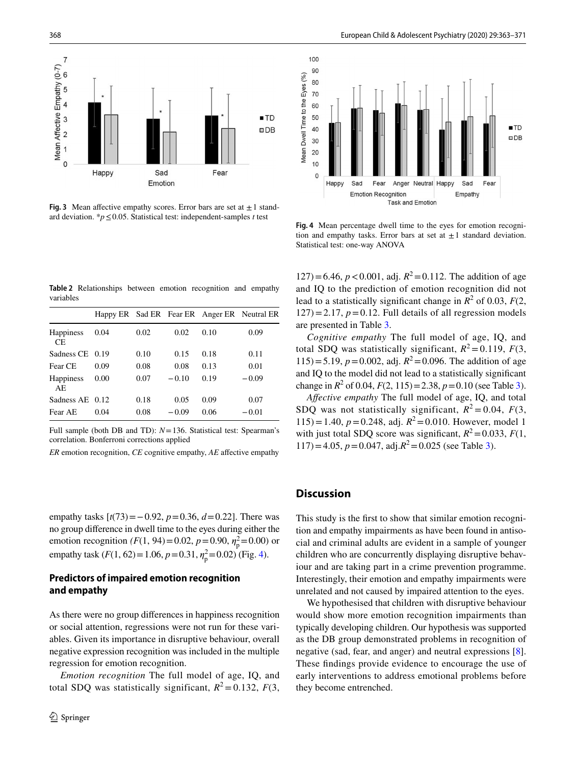Fig. 3 Mean affective empathy scores. Error bars are set at ±1 standard deviation. *$p \leq 0.05$. Statistical test: independent-samples $t$ test

Fig. 4 Mean percentage dwell time to the eyes for emotion recognition and empathy tasks. Error bars at set at ±1 standard deviation. Statistical test: one-way ANOVA

**Table 2** Relationships between emotion recognition and empathy variables

| | Happy ER | Sad ER | Fear ER | Anger ER | Neutral ER |
|---|---|---|---|---|---|
| Happiness CE | 0.04 | 0.02 | 0.02 | 0.10 | 0.09 |
| Sadness CE | 0.19 | 0.10 | 0.15 | 0.18 | 0.11 |
| Fear CE | 0.09 | 0.08 | 0.08 | 0.13 | 0.01 |
| Happiness AE | 0.00 | 0.07 | −0.10 | 0.19 | −0.09 |
| Sadness AE | 0.12 | 0.18 | 0.05 | 0.09 | 0.07 |
| Fear AE | 0.04 | 0.08 | −0.09 | 0.06 | −0.01 |

Full sample (both DB and TD): $N = 136$. Statistical test: Spearman's correlation. Bonferroni corrections applied

*ER* emotion recognition, *CE* cognitive empathy, *AE* affective empathy

empathy tasks [$t(73) = -0.92$, $p = 0.36$, $d = 0.22$]. There was no group difference in dwell time to the eyes during either the emotion recognition ($F(1, 94) = 0.02$, $p = 0.90$, $\eta_p^2 = 0.00$) or empathy task ($F(1, 62) = 1.06$, $p = 0.31$, $\eta_p^2 = 0.02$) (Fig. 4).

### Predictors of impaired emotion recognition and empathy

As there were no group differences in happiness recognition or social attention, regressions were not run for these variables. Given its importance in disruptive behaviour, overall negative expression recognition was included in the multiple regression for emotion recognition.

*Emotion recognition* The full model of age, IQ, and total SDQ was statistically significant, $R^2 = 0.132$, $F(3, 127) = 6.46$, $p < 0.001$, adj. $R^2 = 0.112$. The addition of age and IQ to the prediction of emotion recognition did not lead to a statistically significant change in $R^2$ of 0.03, $F(2, 127) = 2.17$, $p = 0.12$. Full details of all regression models are presented in Table 3.

*Cognitive empathy* The full model of age, IQ, and total SDQ was statistically significant, $R^2 = 0.119$, $F(3, 115) = 5.19$, $p = 0.002$, adj. $R^2 = 0.096$. The addition of age and IQ to the model did not lead to a statistically significant change in $R^2$ of 0.04, $F(2, 115) = 2.38$, $p = 0.10$ (see Table 3).

*Affective empathy* The full model of age, IQ, and total SDQ was not statistically significant, $R^2 = 0.04$, $F(3, 115) = 1.40$, $p = 0.248$, adj. $R^2 = 0.010$. However, model 1 with just total SDQ score was significant, $R^2 = 0.033$, $F(1, 117) = 4.05$, $p = 0.047$, adj.$R^2 = 0.025$ (see Table 3).

## Discussion

This study is the first to show that similar emotion recognition and empathy impairments as have been found in antisocial and criminal adults are evident in a sample of younger children who are concurrently displaying disruptive behaviour and are taking part in a crime prevention programme. Interestingly, their emotion and empathy impairments were unrelated and not caused by impaired attention to the eyes.

We hypothesised that children with disruptive behaviour would show more emotion recognition impairments than typically developing children. Our hypothesis was supported as the DB group demonstrated problems in recognition of negative (sad, fear, and anger) and neutral expressions [8]. These findings provide evidence to encourage the use of early interventions to address emotional problems before they become entrenched.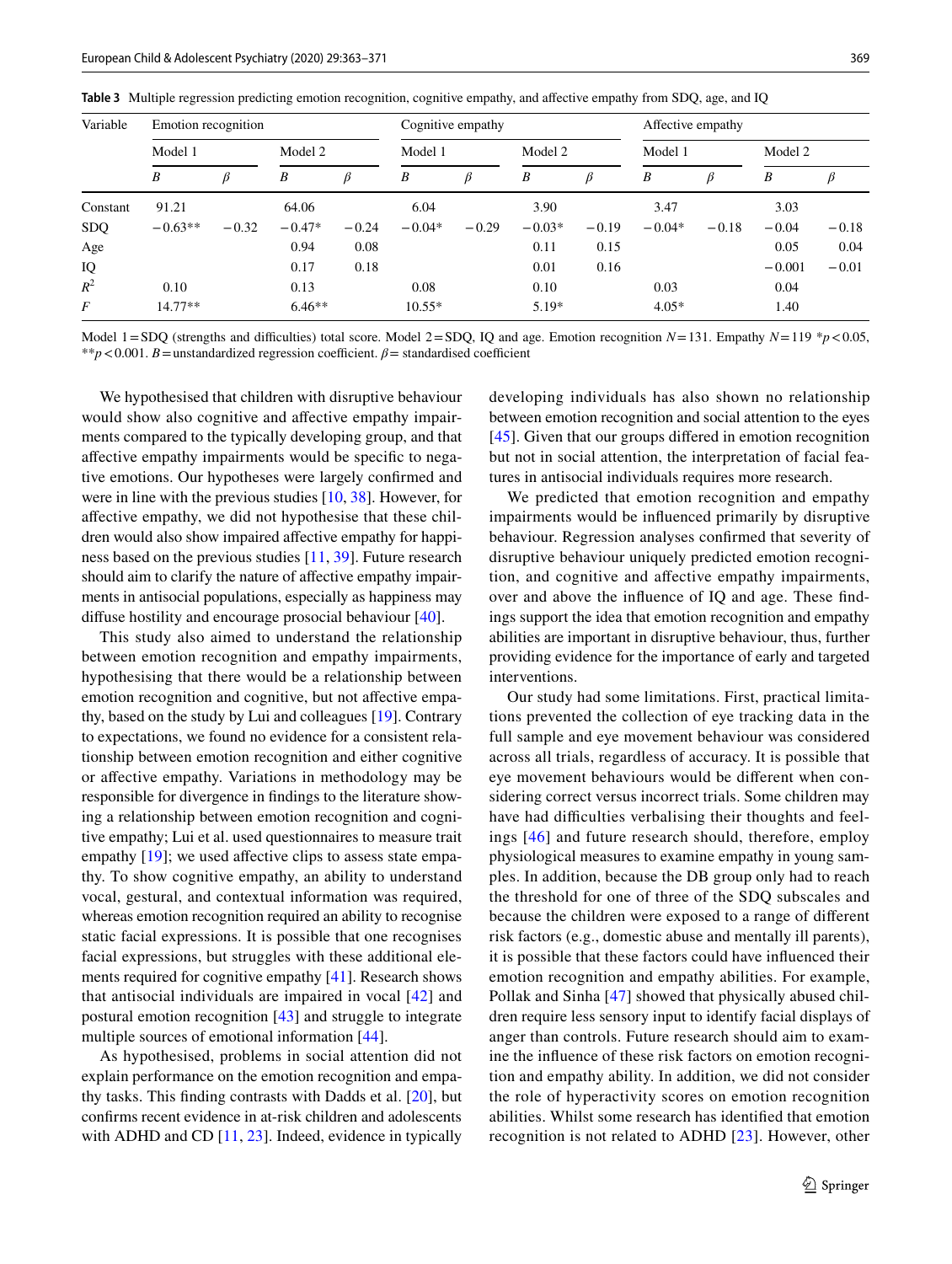**Table 3** Multiple regression predicting emotion recognition, cognitive empathy, and affective empathy from SDQ, age, and IQ

| Variable | Emotion recognition | | | | Cognitive empathy | | | | Affective empathy | | | |
|---|---|---|---|---|---|---|---|---|---|---|---|---|
| | Model 1 | | Model 2 | | Model 1 | | Model 2 | | Model 1 | | Model 2 | |
| | *B* | *β* | *B* | *β* | *B* | *β* | *B* | *β* | *B* | *β* | *B* | *β* |
| Constant | 91.21 | | 64.06 | | 6.04 | | 3.90 | | 3.47 | | 3.03 | |
| SDQ | −0.63** | −0.32 | −0.47* | −0.24 | −0.04* | −0.29 | −0.03* | −0.19 | −0.04* | −0.18 | −0.04 | −0.18 |
| Age | | | 0.94 | 0.08 | | | 0.11 | 0.15 | | | 0.05 | 0.04 |
| IQ | | | 0.17 | 0.18 | | | 0.01 | 0.16 | | | −0.001 | −0.01 |
| $R^2$ | 0.10 | | 0.13 | | 0.08 | | 0.10 | | 0.03 | | 0.04 | |
| *F* | 14.77** | | 6.46** | | 10.55* | | 5.19* | | 4.05* | | 1.40 | |

Model 1 = SDQ (strengths and difficulties) total score. Model 2 = SDQ, IQ and age. Emotion recognition *N* = 131. Empathy *N* = 119 \**p* < 0.05, \*\**p* < 0.001. *B* = unstandardized regression coefficient. *β* = standardised coefficient

We hypothesised that children with disruptive behaviour would show also cognitive and affective empathy impairments compared to the typically developing group, and that affective empathy impairments would be specific to negative emotions. Our hypotheses were largely confirmed and were in line with the previous studies [10, 38]. However, for affective empathy, we did not hypothesise that these children would also show impaired affective empathy for happiness based on the previous studies [11, 39]. Future research should aim to clarify the nature of affective empathy impairments in antisocial populations, especially as happiness may diffuse hostility and encourage prosocial behaviour [40].

This study also aimed to understand the relationship between emotion recognition and empathy impairments, hypothesising that there would be a relationship between emotion recognition and cognitive, but not affective empathy, based on the study by Lui and colleagues [19]. Contrary to expectations, we found no evidence for a consistent relationship between emotion recognition and either cognitive or affective empathy. Variations in methodology may be responsible for divergence in findings to the literature showing a relationship between emotion recognition and cognitive empathy; Lui et al. used questionnaires to measure trait empathy [19]; we used affective clips to assess state empathy. To show cognitive empathy, an ability to understand vocal, gestural, and contextual information was required, whereas emotion recognition required an ability to recognise static facial expressions. It is possible that one recognises facial expressions, but struggles with these additional elements required for cognitive empathy [41]. Research shows that antisocial individuals are impaired in vocal [42] and postural emotion recognition [43] and struggle to integrate multiple sources of emotional information [44].

As hypothesised, problems in social attention did not explain performance on the emotion recognition and empathy tasks. This finding contrasts with Dadds et al. [20], but confirms recent evidence in at-risk children and adolescents with ADHD and CD [11, 23]. Indeed, evidence in typically developing individuals has also shown no relationship between emotion recognition and social attention to the eyes [45]. Given that our groups differed in emotion recognition but not in social attention, the interpretation of facial features in antisocial individuals requires more research.

We predicted that emotion recognition and empathy impairments would be influenced primarily by disruptive behaviour. Regression analyses confirmed that severity of disruptive behaviour uniquely predicted emotion recognition, and cognitive and affective empathy impairments, over and above the influence of IQ and age. These findings support the idea that emotion recognition and empathy abilities are important in disruptive behaviour, thus, further providing evidence for the importance of early and targeted interventions.

Our study had some limitations. First, practical limitations prevented the collection of eye tracking data in the full sample and eye movement behaviour was considered across all trials, regardless of accuracy. It is possible that eye movement behaviours would be different when considering correct versus incorrect trials. Some children may have had difficulties verbalising their thoughts and feelings [46] and future research should, therefore, employ physiological measures to examine empathy in young samples. In addition, because the DB group only had to reach the threshold for one of three of the SDQ subscales and because the children were exposed to a range of different risk factors (e.g., domestic abuse and mentally ill parents), it is possible that these factors could have influenced their emotion recognition and empathy abilities. For example, Pollak and Sinha [47] showed that physically abused children require less sensory input to identify facial displays of anger than controls. Future research should aim to examine the influence of these risk factors on emotion recognition and empathy ability. In addition, we did not consider the role of hyperactivity scores on emotion recognition abilities. Whilst some research has identified that emotion recognition is not related to ADHD [23]. However, other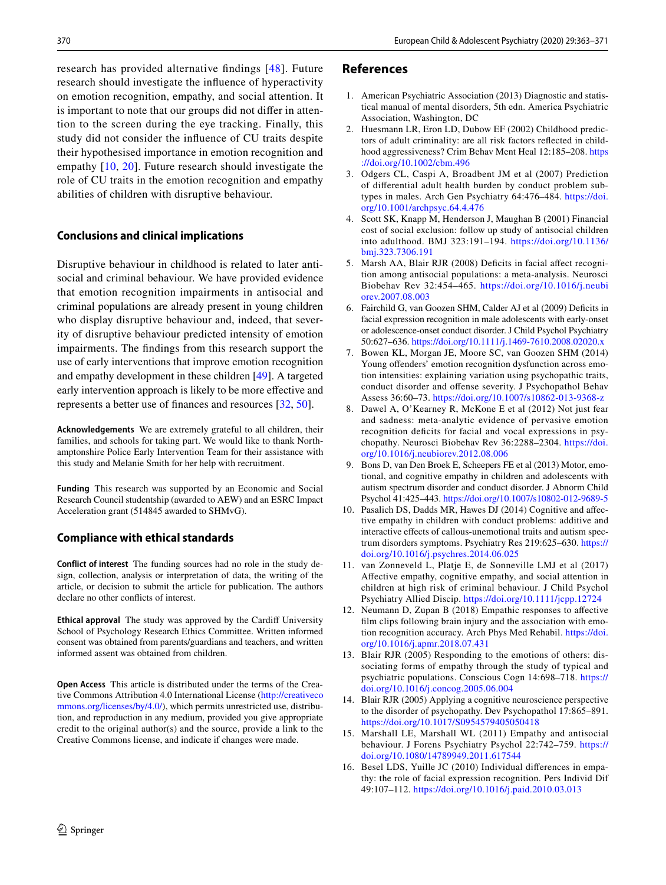research has provided alternative findings [48]. Future research should investigate the influence of hyperactivity on emotion recognition, empathy, and social attention. It is important to note that our groups did not differ in attention to the screen during the eye tracking. Finally, this study did not consider the influence of CU traits despite their hypothesised importance in emotion recognition and empathy [10, 20]. Future research should investigate the role of CU traits in the emotion recognition and empathy abilities of children with disruptive behaviour.

## Conclusions and clinical implications

Disruptive behaviour in childhood is related to later antisocial and criminal behaviour. We have provided evidence that emotion recognition impairments in antisocial and criminal populations are already present in young children who display disruptive behaviour and, indeed, that severity of disruptive behaviour predicted intensity of emotion impairments. The findings from this research support the use of early interventions that improve emotion recognition and empathy development in these children [49]. A targeted early intervention approach is likely to be more effective and represents a better use of finances and resources [32, 50].

**Acknowledgements** We are extremely grateful to all children, their families, and schools for taking part. We would like to thank Northamptonshire Police Early Intervention Team for their assistance with this study and Melanie Smith for her help with recruitment.

**Funding** This research was supported by an Economic and Social Research Council studentship (awarded to AEW) and an ESRC Impact Acceleration grant (514845 awarded to SHMvG).

## Compliance with ethical standards

**Conflict of interest** The funding sources had no role in the study design, collection, analysis or interpretation of data, the writing of the article, or decision to submit the article for publication. The authors declare no other conflicts of interest.

**Ethical approval** The study was approved by the Cardiff University School of Psychology Research Ethics Committee. Written informed consent was obtained from parents/guardians and teachers, and written informed assent was obtained from children.

**Open Access** This article is distributed under the terms of the Creative Commons Attribution 4.0 International License (http://creativecommons.org/licenses/by/4.0/), which permits unrestricted use, distribution, and reproduction in any medium, provided you give appropriate credit to the original author(s) and the source, provide a link to the Creative Commons license, and indicate if changes were made.

## References

1. American Psychiatric Association (2013) Diagnostic and statistical manual of mental disorders, 5th edn. America Psychiatric Association, Washington, DC
2. Huesmann LR, Eron LD, Dubow EF (2002) Childhood predictors of adult criminality: are all risk factors reflected in childhood aggressiveness? Crim Behav Ment Heal 12:185–208. https://doi.org/10.1002/cbm.496
3. Odgers CL, Caspi A, Broadbent JM et al (2007) Prediction of differential adult health burden by conduct problem subtypes in males. Arch Gen Psychiatry 64:476–484. https://doi.org/10.1001/archpsyc.64.4.476
4. Scott SK, Knapp M, Henderson J, Maughan B (2001) Financial cost of social exclusion: follow up study of antisocial children into adulthood. BMJ 323:191–194. https://doi.org/10.1136/bmj.323.7306.191
5. Marsh AA, Blair RJR (2008) Deficits in facial affect recognition among antisocial populations: a meta-analysis. Neurosci Biobehav Rev 32:454–465. https://doi.org/10.1016/j.neubiorev.2007.08.003
6. Fairchild G, van Goozen SHM, Calder AJ et al (2009) Deficits in facial expression recognition in male adolescents with early-onset or adolescence-onset conduct disorder. J Child Psychol Psychiatry 50:627–636. https://doi.org/10.1111/j.1469-7610.2008.02020.x
7. Bowen KL, Morgan JE, Moore SC, van Goozen SHM (2014) Young offenders' emotion recognition dysfunction across emotion intensities: explaining variation using psychopathic traits, conduct disorder and offense severity. J Psychopathol Behav Assess 36:60–73. https://doi.org/10.1007/s10862-013-9368-z
8. Dawel A, O'Kearney R, McKone E et al (2012) Not just fear and sadness: meta-analytic evidence of pervasive emotion recognition deficits for facial and vocal expressions in psychopathy. Neurosci Biobehav Rev 36:2288–2304. https://doi.org/10.1016/j.neubiorev.2012.08.006
9. Bons D, van Den Broek E, Scheepers FE et al (2013) Motor, emotional, and cognitive empathy in children and adolescents with autism spectrum disorder and conduct disorder. J Abnorm Child Psychol 41:425–443. https://doi.org/10.1007/s10802-012-9689-5
10. Pasalich DS, Dadds MR, Hawes DJ (2014) Cognitive and affective empathy in children with conduct problems: additive and interactive effects of callous-unemotional traits and autism spectrum disorders symptoms. Psychiatry Res 219:625–630. https://doi.org/10.1016/j.psychres.2014.06.025
11. van Zonneveld L, Platje E, de Sonneville LMJ et al (2017) Affective empathy, cognitive empathy, and social attention in children at high risk of criminal behaviour. J Child Psychol Psychiatry Allied Discip. https://doi.org/10.1111/jcpp.12724
12. Neumann D, Zupan B (2018) Empathic responses to affective film clips following brain injury and the association with emotion recognition accuracy. Arch Phys Med Rehabil. https://doi.org/10.1016/j.apmr.2018.07.431
13. Blair RJR (2005) Responding to the emotions of others: dissociating forms of empathy through the study of typical and psychiatric populations. Conscious Cogn 14:698–718. https://doi.org/10.1016/j.concog.2005.06.004
14. Blair RJR (2005) Applying a cognitive neuroscience perspective to the disorder of psychopathy. Dev Psychopathol 17:865–891. https://doi.org/10.1017/S0954579405050418
15. Marshall LE, Marshall WL (2011) Empathy and antisocial behaviour. J Forens Psychiatry Psychol 22:742–759. https://doi.org/10.1080/14789949.2011.617544
16. Besel LDS, Yuille JC (2010) Individual differences in empathy: the role of facial expression recognition. Pers Individ Dif 49:107–112. https://doi.org/10.1016/j.paid.2010.03.013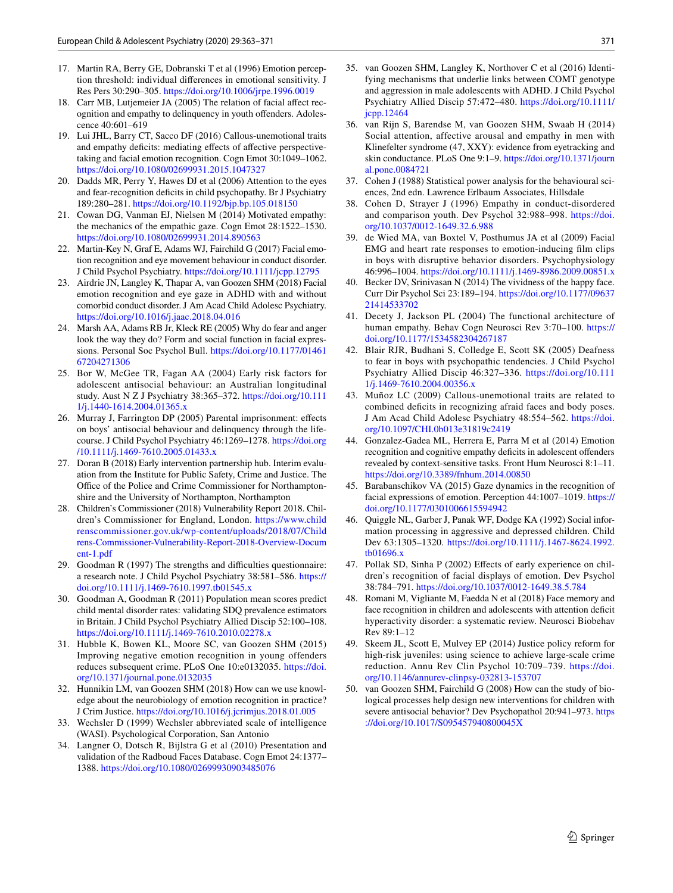17. Martin RA, Berry GE, Dobranski T et al (1996) Emotion perception threshold: individual differences in emotional sensitivity. J Res Pers 30:290–305. https://doi.org/10.1006/jrpe.1996.0019
18. Carr MB, Lutjemeier JA (2005) The relation of facial affect recognition and empathy to delinquency in youth offenders. Adolescence 40:601–619
19. Lui JHL, Barry CT, Sacco DF (2016) Callous-unemotional traits and empathy deficits: mediating effects of affective perspective-taking and facial emotion recognition. Cogn Emot 30:1049–1062. https://doi.org/10.1080/02699931.2015.1047327
20. Dadds MR, Perry Y, Hawes DJ et al (2006) Attention to the eyes and fear-recognition deficits in child psychopathy. Br J Psychiatry 189:280–281. https://doi.org/10.1192/bjp.bp.105.018150
21. Cowan DG, Vanman EJ, Nielsen M (2014) Motivated empathy: the mechanics of the empathic gaze. Cogn Emot 28:1522–1530. https://doi.org/10.1080/02699931.2014.890563
22. Martin-Key N, Graf E, Adams WJ, Fairchild G (2017) Facial emotion recognition and eye movement behaviour in conduct disorder. J Child Psychol Psychiatry. https://doi.org/10.1111/jcpp.12795
23. Airdrie JN, Langley K, Thapar A, van Goozen SHM (2018) Facial emotion recognition and eye gaze in ADHD with and without comorbid conduct disorder. J Am Acad Child Adolesc Psychiatry. https://doi.org/10.1016/j.jaac.2018.04.016
24. Marsh AA, Adams RB Jr, Kleck RE (2005) Why do fear and anger look the way they do? Form and social function in facial expressions. Personal Soc Psychol Bull. https://doi.org/10.1177/0146167204271306
25. Bor W, McGee TR, Fagan AA (2004) Early risk factors for adolescent antisocial behaviour: an Australian longitudinal study. Aust N Z J Psychiatry 38:365–372. https://doi.org/10.1111/j.1440-1614.2004.01365.x
26. Murray J, Farrington DP (2005) Parental imprisonment: effects on boys' antisocial behaviour and delinquency through the life-course. J Child Psychol Psychiatry 46:1269–1278. https://doi.org/10.1111/j.1469-7610.2005.01433.x
27. Doran B (2018) Early intervention partnership hub. Interim evaluation from the Institute for Public Safety, Crime and Justice. The Office of the Police and Crime Commissioner for Northamptonshire and the University of Northampton, Northampton
28. Children's Commissioner (2018) Vulnerability Report 2018. Children's Commissioner for England, London. https://www.childrenscommissioner.gov.uk/wp-content/uploads/2018/07/Childrens-Commissioner-Vulnerability-Report-2018-Overview-Document-1.pdf
29. Goodman R (1997) The strengths and difficulties questionnaire: a research note. J Child Psychol Psychiatry 38:581–586. https://doi.org/10.1111/j.1469-7610.1997.tb01545.x
30. Goodman A, Goodman R (2011) Population mean scores predict child mental disorder rates: validating SDQ prevalence estimators in Britain. J Child Psychol Psychiatry Allied Discip 52:100–108. https://doi.org/10.1111/j.1469-7610.2010.02278.x
31. Hubble K, Bowen KL, Moore SC, van Goozen SHM (2015) Improving negative emotion recognition in young offenders reduces subsequent crime. PLoS One 10:e0132035. https://doi.org/10.1371/journal.pone.0132035
32. Hunnikin LM, van Goozen SHM (2018) How can we use knowledge about the neurobiology of emotion recognition in practice? J Crim Justice. https://doi.org/10.1016/j.jcrimjus.2018.01.005
33. Wechsler D (1999) Wechsler abbreviated scale of intelligence (WASI). Psychological Corporation, San Antonio
34. Langner O, Dotsch R, Bijlstra G et al (2010) Presentation and validation of the Radboud Faces Database. Cogn Emot 24:1377–1388. https://doi.org/10.1080/02699930903485076
35. van Goozen SHM, Langley K, Northover C et al (2016) Identifying mechanisms that underlie links between COMT genotype and aggression in male adolescents with ADHD. J Child Psychol Psychiatry Allied Discip 57:472–480. https://doi.org/10.1111/jcpp.12464
36. van Rijn S, Barendse M, van Goozen SHM, Swaab H (2014) Social attention, affective arousal and empathy in men with Klinefelter syndrome (47, XXY): evidence from eyetracking and skin conductance. PLoS One 9:1–9. https://doi.org/10.1371/journal.pone.0084721
37. Cohen J (1988) Statistical power analysis for the behavioural sciences, 2nd edn. Lawrence Erlbaum Associates, Hillsdale
38. Cohen D, Strayer J (1996) Empathy in conduct-disordered and comparison youth. Dev Psychol 32:988–998. https://doi.org/10.1037/0012-1649.32.6.988
39. de Wied MA, van Boxtel V, Posthumus JA et al (2009) Facial EMG and heart rate responses to emotion-inducing film clips in boys with disruptive behavior disorders. Psychophysiology 46:996–1004. https://doi.org/10.1111/j.1469-8986.2009.00851.x
40. Becker DV, Srinivasan N (2014) The vividness of the happy face. Curr Dir Psychol Sci 23:189–194. https://doi.org/10.1177/0963721414533702
41. Decety J, Jackson PL (2004) The functional architecture of human empathy. Behav Cogn Neurosci Rev 3:70–100. https://doi.org/10.1177/1534582304267187
42. Blair RJR, Budhani S, Colledge E, Scott SK (2005) Deafness to fear in boys with psychopathic tendencies. J Child Psychol Psychiatry Allied Discip 46:327–336. https://doi.org/10.1111/j.1469-7610.2004.00356.x
43. Muñoz LC (2009) Callous-unemotional traits are related to combined deficits in recognizing afraid faces and body poses. J Am Acad Child Adolesc Psychiatry 48:554–562. https://doi.org/10.1097/CHI.0b013e31819c2419
44. Gonzalez-Gadea ML, Herrera E, Parra M et al (2014) Emotion recognition and cognitive empathy deficits in adolescent offenders revealed by context-sensitive tasks. Front Hum Neurosci 8:1–11. https://doi.org/10.3389/fnhum.2014.00850
45. Barabanschikov VA (2015) Gaze dynamics in the recognition of facial expressions of emotion. Perception 44:1007–1019. https://doi.org/10.1177/0301006615594942
46. Quiggle NL, Garber J, Panak WF, Dodge KA (1992) Social information processing in aggressive and depressed children. Child Dev 63:1305–1320. https://doi.org/10.1111/j.1467-8624.1992.tb01696.x
47. Pollak SD, Sinha P (2002) Effects of early experience on children's recognition of facial displays of emotion. Dev Psychol 38:784–791. https://doi.org/10.1037/0012-1649.38.5.784
48. Romani M, Vigliante M, Faedda N et al (2018) Face memory and face recognition in children and adolescents with attention deficit hyperactivity disorder: a systematic review. Neurosci Biobehav Rev 89:1–12
49. Skeem JL, Scott E, Mulvey EP (2014) Justice policy reform for high-risk juveniles: using science to achieve large-scale crime reduction. Annu Rev Clin Psychol 10:709–739. https://doi.org/10.1146/annurev-clinpsy-032813-153707
50. van Goozen SHM, Fairchild G (2008) How can the study of biological processes help design new interventions for children with severe antisocial behavior? Dev Psychopathol 20:941–973. https://doi.org/10.1017/S095457940800045X